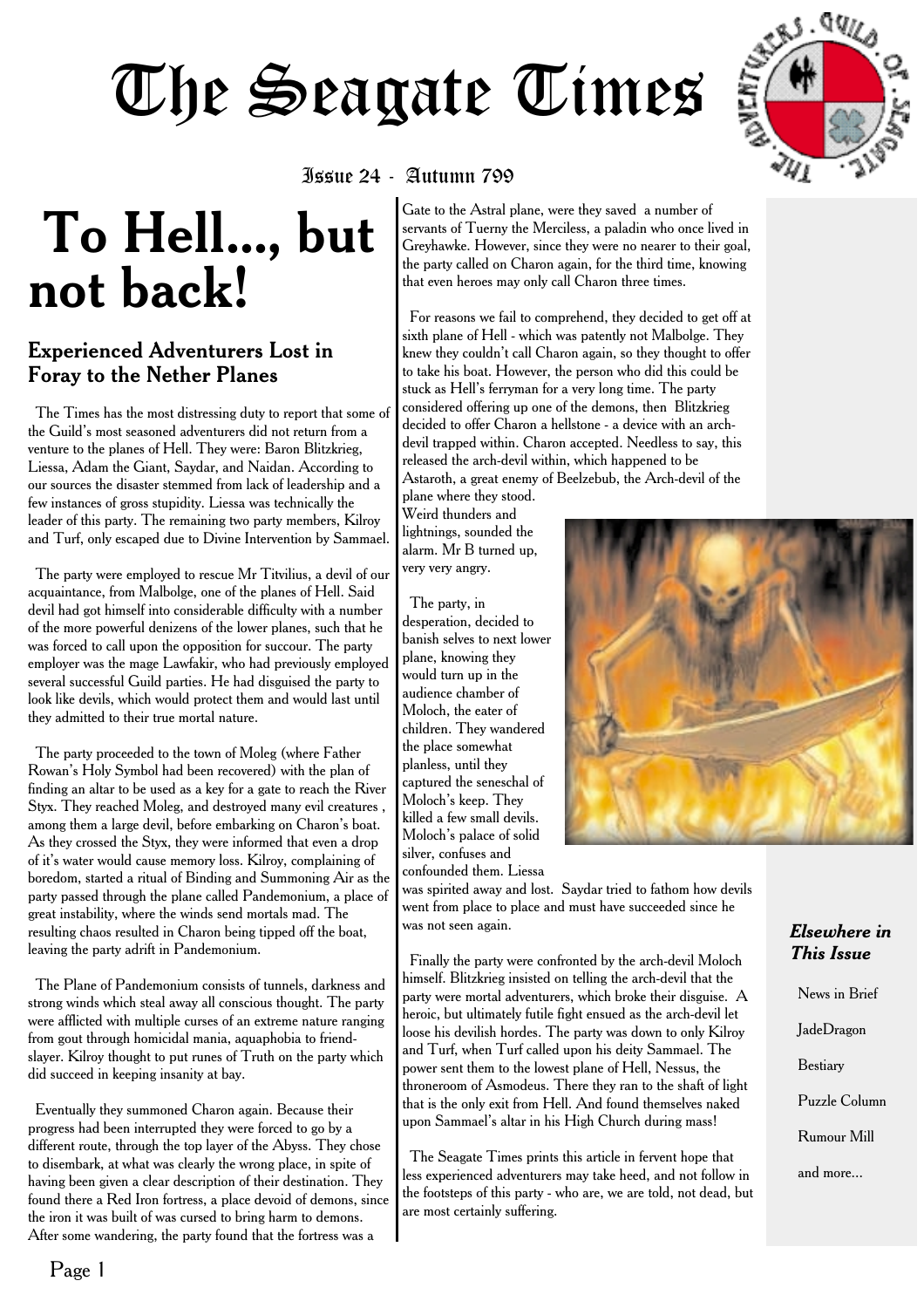# The Seagate Times

Issue 24 - Autumn 799

# To Hell..., but not back!

## Experienced Adventurers Lost in Foray to the Nether Planes

The Times has the most distressing duty to report that some of the Guild's most seasoned adventurers did not return from a venture to the planes of Hell. They were: Baron Blitzkrieg, Liessa, Adam the Giant, Saydar, and Naidan. According to our sources the disaster stemmed from lack of leadership and a few instances of gross stupidity. Liessa was technically the leader of this party. The remaining two party members, Kilroy and Turf, only escaped due to Divine Intervention by Sammael.

The party were employed to rescue Mr Titvilius, a devil of our acquaintance, from Malbolge, one of the planes of Hell. Said devil had got himself into considerable difficulty with a number of the more powerful denizens of the lower planes, such that he was forced to call upon the opposition for succour. The party employer was the mage Lawfakir, who had previously employed several successful Guild parties. He had disguised the party to look like devils, which would protect them and would last until they admitted to their true mortal nature.

The party proceeded to the town of Moleg (where Father Rowan's Holy Symbol had been recovered) with the plan of finding an altar to be used as a key for a gate to reach the River Styx. They reached Moleg, and destroyed many evil creatures , among them a large devil, before embarking on Charon's boat. As they crossed the Styx, they were informed that even a drop of it's water would cause memory loss. Kilroy, complaining of boredom, started a ritual of Binding and Summoning Air as the party passed through the plane called Pandemonium, a place of great instability, where the winds send mortals mad. The resulting chaos resulted in Charon being tipped off the boat, leaving the party adrift in Pandemonium.

The Plane of Pandemonium consists of tunnels, darkness and strong winds which steal away all conscious thought. The party were afflicted with multiple curses of an extreme nature ranging from gout through homicidal mania, aquaphobia to friend-slayer. Kilroy thought to put runes of Truth on the party which did succeed in keeping insanity at bay.

Eventually they summoned Charon again. Because their progress had been interrupted they were forced to go by a different route, through the top layer of the Abyss. They chose to disembark, at what was clearly the wrong place, in spite of having been given a clear description of their destination. They found there a Red Iron fortress, a place devoid of demons, since the iron it was built of was cursed to bring harm to demons. After some wandering, the party found that the fortress was a Gate to the Astral plane, were they saved a number of servants of Tuerny the Merciless, a paladin who once lived in Greyhawke. However, since they were no nearer to their goal, the party called on Charon again, for the third time, knowing that even heroes may only call Charon three times.

For reasons we fail to comprehend, they decided to get off at sixth plane of Hell - which was patently not Malbolge. They knew they couldn't call Charon again, so they thought to offer to take his boat. However, the person who did this could be stuck as Hell's ferryman for a very long time. The party considered offering up one of the demons, then Blitzkrieg decided to offer Charon a hellstone - a device with an arch-devil trapped within. Charon accepted. Needless to say, this released the arch-devil within, which happened to be Astaroth, a great enemy of Beelzebub, the Arch-devil of the plane where they stood. Weird thunders and lightnings, sounded the alarm. Mr B turned up, very very angry.

The party, in desperation, decided to banish selves to next lower plane, knowing they would turn up in the audience chamber of Moloch, the eater of children. They wandered the place somewhat planless, until they captured the seneschal of Moloch's keep. They killed a few small devils. Moloch's palace of solid silver, confuses and confounded them. Liessa was spirited away and lost. Saydar tried to fathom how devils went from place to place and must have succeeded since he was not seen again.

Finally the party were confronted by the arch-devil Moloch himself. Blitzkrieg insisted on telling the arch-devil that the party were mortal adventurers, which broke their disguise. A heroic, but ultimately futile fight ensued as the arch-devil let loose his devilish hordes. The party was down to only Kilroy and Turf, when Turf called upon his deity Sammael. The power sent them to the lowest plane of Hell, Nessus, the throneroom of Asmodeus. There they ran to the shaft of light that is the only exit from Hell. And found themselves naked upon Sammael's altar in his High Church during mass!

The Seagate Times prints this article in fervent hope that less experienced adventurers may take heed, and not follow in the footsteps of this party - who are, we are told, not dead, but are most certainly suffering.

### Elsewhere in This Issue

- News in Brief
- JadeDragon
- Bestiary
- Puzzle Column
- Rumour Mill
- and more...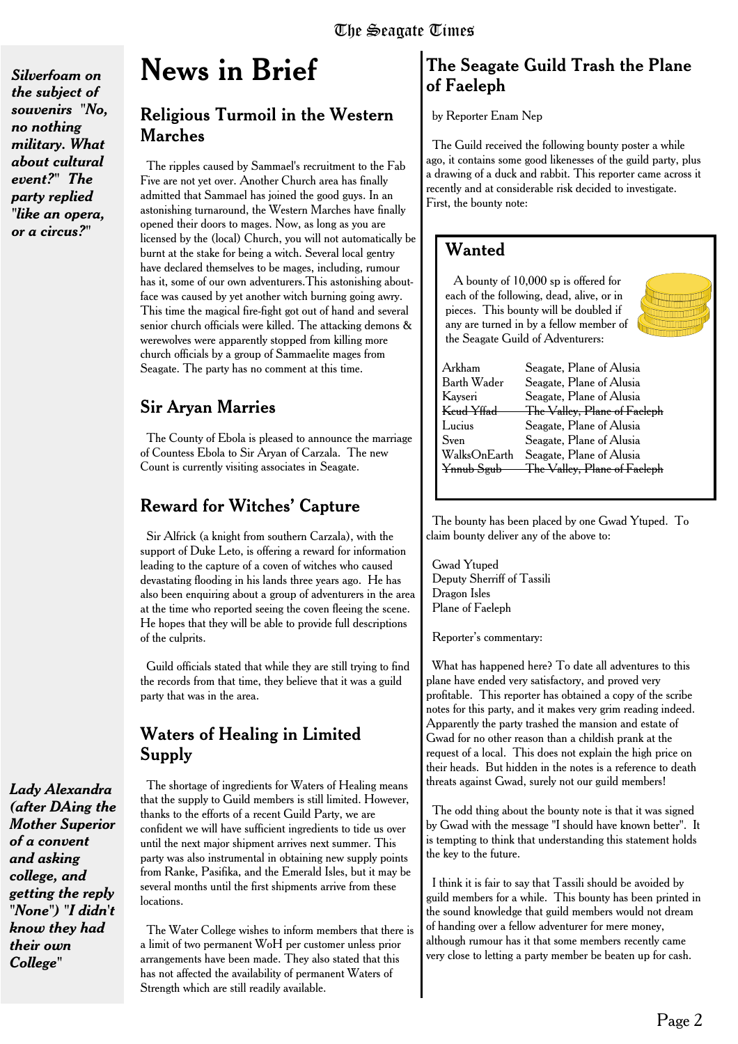*Silverfoam on the subject of souvenirs "No, no nothing military. What about cultural event?" The party replied "like an opera, or a circus?"*

# News in Brief

## Religious Turmoil in the Western Marches

The ripples caused by Sammael's recruitment to the Fab Five are not yet over. Another Church area has finally admitted that Sammael has joined the good guys. In an astonishing turnaround, the Western Marches have finally opened their doors to mages. Now, as long as you are licensed by the (local) Church, you will not automatically be burnt at the stake for being a witch. Several local gentry have declared themselves to be mages, including, rumour has it, some of our own adventurers.This astonishing about-face was caused by yet another witch burning going awry. This time the magical fire-fight got out of hand and several senior church officials were killed. The attacking demons & werewolves were apparently stopped from killing more church officials by a group of Sammaelite mages from Seagate. The party has no comment at this time.

## Sir Aryan Marries

The County of Ebola is pleased to announce the marriage of Countess Ebola to Sir Aryan of Carzala. The new Count is currently visiting associates in Seagate.

## Reward for Witches' Capture

Sir Alfrick (a knight from southern Carzala), with the support of Duke Leto, is offering a reward for information leading to the capture of a coven of witches who caused devastating flooding in his lands three years ago. He has also been enquiring about a group of adventurers in the area at the time who reported seeing the coven fleeing the scene. He hopes that they will be able to provide full descriptions of the culprits.

Guild officials stated that while they are still trying to find the records from that time, they believe that it was a guild party that was in the area.

## Waters of Healing in Limited Supply

The shortage of ingredients for Waters of Healing means that the supply to Guild members is still limited. However, thanks to the efforts of a recent Guild Party, we are confident we will have sufficient ingredients to tide us over until the next major shipment arrives next summer. This party was also instrumental in obtaining new supply points from Ranke, Pasifika, and the Emerald Isles, but it may be several months until the first shipments arrive from these locations.

The Water College wishes to inform members that there is a limit of two permanent WoH per customer unless prior arrangements have been made. They also stated that this has not affected the availability of permanent Waters of Strength which are still readily available.

*Lady Alexandra (after DAing the Mother Superior of a convent and asking college, and getting the reply "None") "I didn't know they had their own College"*

## The Seagate Guild Trash the Plane of Faeleph

by Reporter Enam Nep

The Guild received the following bounty poster a while ago, it contains some good likenesses of the guild party, plus a drawing of a duck and rabbit. This reporter came across it recently and at considerable risk decided to investigate. First, the bounty note:

### Wanted

A bounty of 10,000 sp is offered for each of the following, dead, alive, or in pieces. This bounty will be doubled if any are turned in by a fellow member of the Seagate Guild of Adventurers:

| | |
|---|---|
| Arkham | Seagate, Plane of Alusia |
| Barth Wader | Seagate, Plane of Alusia |
| Kayseri | Seagate, Plane of Alusia |
| ~~Keud Yffad~~ | ~~The Valley, Plane of Faeleph~~ |
| Lucius | Seagate, Plane of Alusia |
| Sven | Seagate, Plane of Alusia |
| WalksOnEarth | Seagate, Plane of Alusia |
| ~~Ynnub Sgub~~ | ~~The Valley, Plane of Faeleph~~ |

The bounty has been placed by one Gwad Ytuped. To claim bounty deliver any of the above to:

Gwad Ytuped
Deputy Sherriff of Tassili
Dragon Isles
Plane of Faeleph

Reporter's commentary:

What has happened here? To date all adventures to this plane have ended very satisfactory, and proved very profitable. This reporter has obtained a copy of the scribe notes for this party, and it makes very grim reading indeed. Apparently the party trashed the mansion and estate of Gwad for no other reason than a childish prank at the request of a local. This does not explain the high price on their heads. But hidden in the notes is a reference to death threats against Gwad, surely not our guild members!

The odd thing about the bounty note is that it was signed by Gwad with the message "I should have known better". It is tempting to think that understanding this statement holds the key to the future.

I think it is fair to say that Tassili should be avoided by guild members for a while. This bounty has been printed in the sound knowledge that guild members would not dream of handing over a fellow adventurer for mere money, although rumour has it that some members recently came very close to letting a party member be beaten up for cash.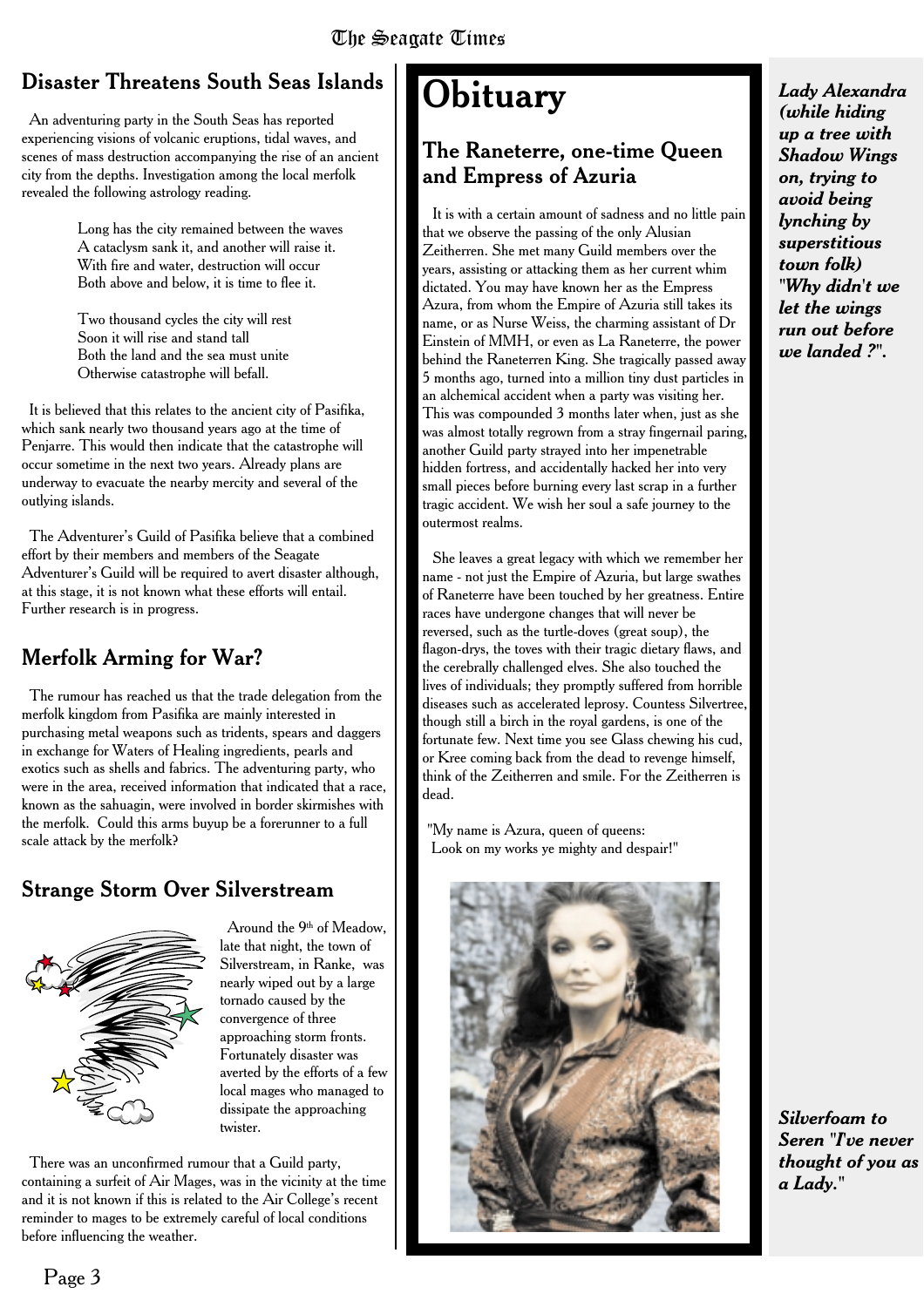## Disaster Threatens South Seas Islands

An adventuring party in the South Seas has reported experiencing visions of volcanic eruptions, tidal waves, and scenes of mass destruction accompanying the rise of an ancient city from the depths. Investigation among the local merfolk revealed the following astrology reading.

> Long has the city remained between the waves
> A cataclysm sank it, and another will raise it.
> With fire and water, destruction will occur
> Both above and below, it is time to flee it.
>
> Two thousand cycles the city will rest
> Soon it will rise and stand tall
> Both the land and the sea must unite
> Otherwise catastrophe will befall.

It is believed that this relates to the ancient city of Pasifika, which sank nearly two thousand years ago at the time of Penjarre. This would then indicate that the catastrophe will occur sometime in the next two years. Already plans are underway to evacuate the nearby mercity and several of the outlying islands.

The Adventurer's Guild of Pasifika believe that a combined effort by their members and members of the Seagate Adventurer's Guild will be required to avert disaster although, at this stage, it is not known what these efforts will entail. Further research is in progress.

## Merfolk Arming for War?

The rumour has reached us that the trade delegation from the merfolk kingdom from Pasifika are mainly interested in purchasing metal weapons such as tridents, spears and daggers in exchange for Waters of Healing ingredients, pearls and exotics such as shells and fabrics. The adventuring party, who were in the area, received information that indicated that a race, known as the sahuagin, were involved in border skirmishes with the merfolk. Could this arms buyup be a forerunner to a full scale attack by the merfolk?

## Strange Storm Over Silverstream

Around the 9th of Meadow, late that night, the town of Silverstream, in Ranke, was nearly wiped out by a large tornado caused by the convergence of three approaching storm fronts. Fortunately disaster was averted by the efforts of a few local mages who managed to dissipate the approaching twister.

There was an unconfirmed rumour that a Guild party, containing a surfeit of Air Mages, was in the vicinity at the time and it is not known if this is related to the Air College's recent reminder to mages to be extremely careful of local conditions before influencing the weather.

# Obituary

## The Raneterre, one-time Queen and Empress of Azuria

It is with a certain amount of sadness and no little pain that we observe the passing of the only Alusian Zeitherren. She met many Guild members over the years, assisting or attacking them as her current whim dictated. You may have known her as the Empress Azura, from whom the Empire of Azuria still takes its name, or as Nurse Weiss, the charming assistant of Dr Einstein of MMH, or even as La Raneterre, the power behind the Raneterren King. She tragically passed away 5 months ago, turned into a million tiny dust particles in an alchemical accident when a party was visiting her. This was compounded 3 months later when, just as she was almost totally regrown from a stray fingernail paring, another Guild party strayed into her impenetrable hidden fortress, and accidentally hacked her into very small pieces before burning every last scrap in a further tragic accident. We wish her soul a safe journey to the outermost realms.

She leaves a great legacy with which we remember her name - not just the Empire of Azuria, but large swathes of Raneterre have been touched by her greatness. Entire races have undergone changes that will never be reversed, such as the turtle-doves (great soup), the flagon-drys, the toves with their tragic dietary flaws, and the cerebrally challenged elves. She also touched the lives of individuals; they promptly suffered from horrible diseases such as accelerated leprosy. Countess Silvertree, though still a birch in the royal gardens, is one of the fortunate few. Next time you see Glass chewing his cud, or Kree coming back from the dead to revenge himself, think of the Zeitherren and smile. For the Zeitherren is dead.

"My name is Azura, queen of queens:
Look on my works ye mighty and despair!"

***Lady Alexandra (while hiding up a tree with Shadow Wings on, trying to avoid being lynching by superstitious town folk) "Why didn't we let the wings run out before we landed ?".***

***Silverfoam to Seren "I've never thought of you as a Lady."***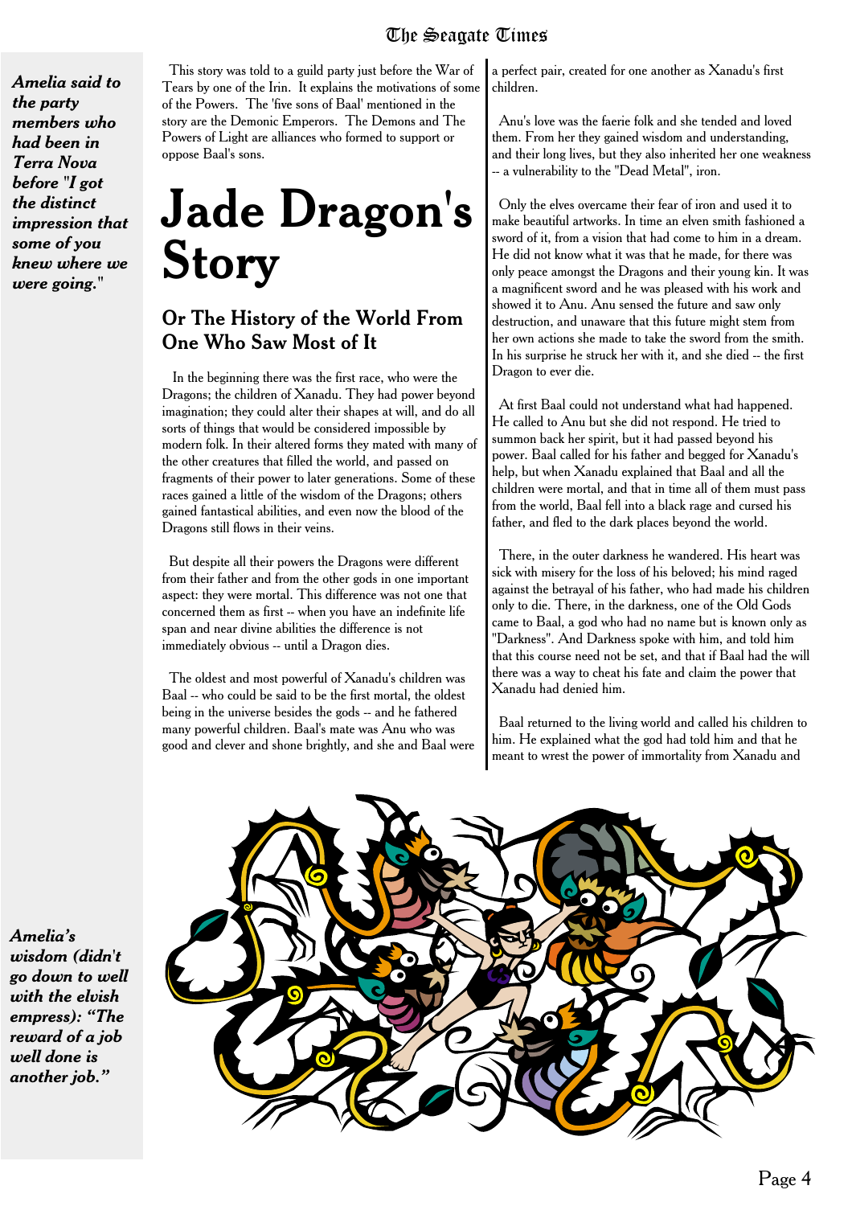***Amelia said to the party members who had been in Terra Nova before "I got the distinct impression that some of you knew where we were going."***

This story was told to a guild party just before the War of Tears by one of the Irin. It explains the motivations of some of the Powers. The 'five sons of Baal' mentioned in the story are the Demonic Emperors. The Demons and The Powers of Light are alliances who formed to support or oppose Baal's sons.

# Jade Dragon's Story

## Or The History of the World From One Who Saw Most of It

In the beginning there was the first race, who were the Dragons; the children of Xanadu. They had power beyond imagination; they could alter their shapes at will, and do all sorts of things that would be considered impossible by modern folk. In their altered forms they mated with many of the other creatures that filled the world, and passed on fragments of their power to later generations. Some of these races gained a little of the wisdom of the Dragons; others gained fantastical abilities, and even now the blood of the Dragons still flows in their veins.

But despite all their powers the Dragons were different from their father and from the other gods in one important aspect: they were mortal. This difference was not one that concerned them as first -- when you have an indefinite life span and near divine abilities the difference is not immediately obvious -- until a Dragon dies.

The oldest and most powerful of Xanadu's children was Baal -- who could be said to be the first mortal, the oldest being in the universe besides the gods -- and he fathered many powerful children. Baal's mate was Anu who was good and clever and shone brightly, and she and Baal were a perfect pair, created for one another as Xanadu's first children.

Anu's love was the faerie folk and she tended and loved them. From her they gained wisdom and understanding, and their long lives, but they also inherited her one weakness -- a vulnerability to the "Dead Metal", iron.

Only the elves overcame their fear of iron and used it to make beautiful artworks. In time an elven smith fashioned a sword of it, from a vision that had come to him in a dream. He did not know what it was that he made, for there was only peace amongst the Dragons and their young kin. It was a magnificent sword and he was pleased with his work and showed it to Anu. Anu sensed the future and saw only destruction, and unaware that this future might stem from her own actions she made to take the sword from the smith. In his surprise he struck her with it, and she died -- the first Dragon to ever die.

At first Baal could not understand what had happened. He called to Anu but she did not respond. He tried to summon back her spirit, but it had passed beyond his power. Baal called for his father and begged for Xanadu's help, but when Xanadu explained that Baal and all the children were mortal, and that in time all of them must pass from the world, Baal fell into a black rage and cursed his father, and fled to the dark places beyond the world.

There, in the outer darkness he wandered. His heart was sick with misery for the loss of his beloved; his mind raged against the betrayal of his father, who had made his children only to die. There, in the darkness, one of the Old Gods came to Baal, a god who had no name but is known only as "Darkness". And Darkness spoke with him, and told him that this course need not be set, and that if Baal had the will there was a way to cheat his fate and claim the power that Xanadu had denied him.

Baal returned to the living world and called his children to him. He explained what the god had told him and that he meant to wrest the power of immortality from Xanadu and

***Amelia's wisdom (didn't go down to well with the elvish empress): "The reward of a job well done is another job."***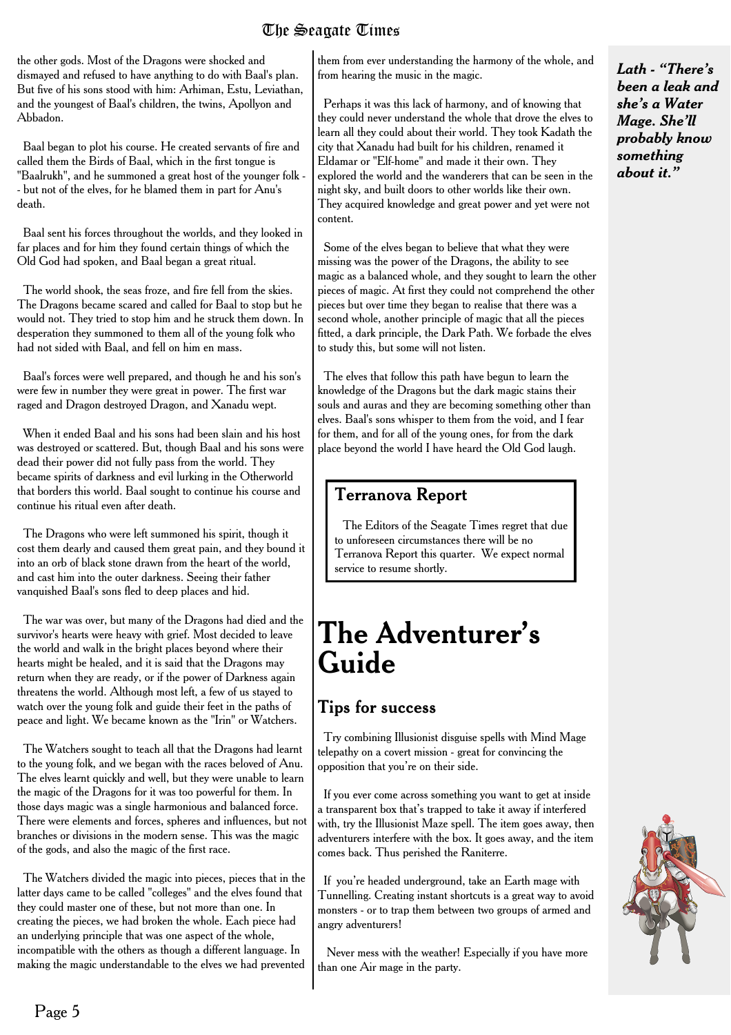the other gods. Most of the Dragons were shocked and dismayed and refused to have anything to do with Baal's plan. But five of his sons stood with him: Arhiman, Estu, Leviathan, and the youngest of Baal's children, the twins, Apollyon and Abbadon.

Baal began to plot his course. He created servants of fire and called them the Birds of Baal, which in the first tongue is "Baalrukh", and he summoned a great host of the younger folk -- but not of the elves, for he blamed them in part for Anu's death.

Baal sent his forces throughout the worlds, and they looked in far places and for him they found certain things of which the Old God had spoken, and Baal began a great ritual.

The world shook, the seas froze, and fire fell from the skies. The Dragons became scared and called for Baal to stop but he would not. They tried to stop him and he struck them down. In desperation they summoned to them all of the young folk who had not sided with Baal, and fell on him en mass.

Baal's forces were well prepared, and though he and his son's were few in number they were great in power. The first war raged and Dragon destroyed Dragon, and Xanadu wept.

When it ended Baal and his sons had been slain and his host was destroyed or scattered. But, though Baal and his sons were dead their power did not fully pass from the world. They became spirits of darkness and evil lurking in the Otherworld that borders this world. Baal sought to continue his course and continue his ritual even after death.

The Dragons who were left summoned his spirit, though it cost them dearly and caused them great pain, and they bound it into an orb of black stone drawn from the heart of the world, and cast him into the outer darkness. Seeing their father vanquished Baal's sons fled to deep places and hid.

The war was over, but many of the Dragons had died and the survivor's hearts were heavy with grief. Most decided to leave the world and walk in the bright places beyond where their hearts might be healed, and it is said that the Dragons may return when they are ready, or if the power of Darkness again threatens the world. Although most left, a few of us stayed to watch over the young folk and guide their feet in the paths of peace and light. We became known as the "Irin" or Watchers.

The Watchers sought to teach all that the Dragons had learnt to the young folk, and we began with the races beloved of Anu. The elves learnt quickly and well, but they were unable to learn the magic of the Dragons for it was too powerful for them. In those days magic was a single harmonious and balanced force. There were elements and forces, spheres and influences, but not branches or divisions in the modern sense. This was the magic of the gods, and also the magic of the first race.

The Watchers divided the magic into pieces, pieces that in the latter days came to be called "colleges" and the elves found that they could master one of these, but not more than one. In creating the pieces, we had broken the whole. Each piece had an underlying principle that was one aspect of the whole, incompatible with the others as though a different language. In making the magic understandable to the elves we had prevented them from ever understanding the harmony of the whole, and from hearing the music in the magic.

Perhaps it was this lack of harmony, and of knowing that they could never understand the whole that drove the elves to learn all they could about their world. They took Kadath the city that Xanadu had built for his children, renamed it Eldamar or "Elf-home" and made it their own. They explored the world and the wanderers that can be seen in the night sky, and built doors to other worlds like their own. They acquired knowledge and great power and yet were not content.

Some of the elves began to believe that what they were missing was the power of the Dragons, the ability to see magic as a balanced whole, and they sought to learn the other pieces of magic. At first they could not comprehend the other pieces but over time they began to realise that there was a second whole, another principle of magic that all the pieces fitted, a dark principle, the Dark Path. We forbade the elves to study this, but some will not listen.

The elves that follow this path have begun to learn the knowledge of the Dragons but the dark magic stains their souls and auras and they are becoming something other than elves. Baal's sons whisper to them from the void, and I fear for them, and for all of the young ones, for from the dark place beyond the world I have heard the Old God laugh.

### Terranova Report

The Editors of the Seagate Times regret that due to unforeseen circumstances there will be no Terranova Report this quarter. We expect normal service to resume shortly.

# The Adventurer's Guide

## Tips for success

Try combining Illusionist disguise spells with Mind Mage telepathy on a covert mission - great for convincing the opposition that you're on their side.

If you ever come across something you want to get at inside a transparent box that's trapped to take it away if interfered with, try the Illusionist Maze spell. The item goes away, then adventurers interfere with the box. It goes away, and the item comes back. Thus perished the Raniterre.

If you're headed underground, take an Earth mage with Tunnelling. Creating instant shortcuts is a great way to avoid monsters - or to trap them between two groups of armed and angry adventurers!

Never mess with the weather! Especially if you have more than one Air mage in the party.

***Lath - "There's been a leak and she's a Water Mage. She'll probably know something about it."***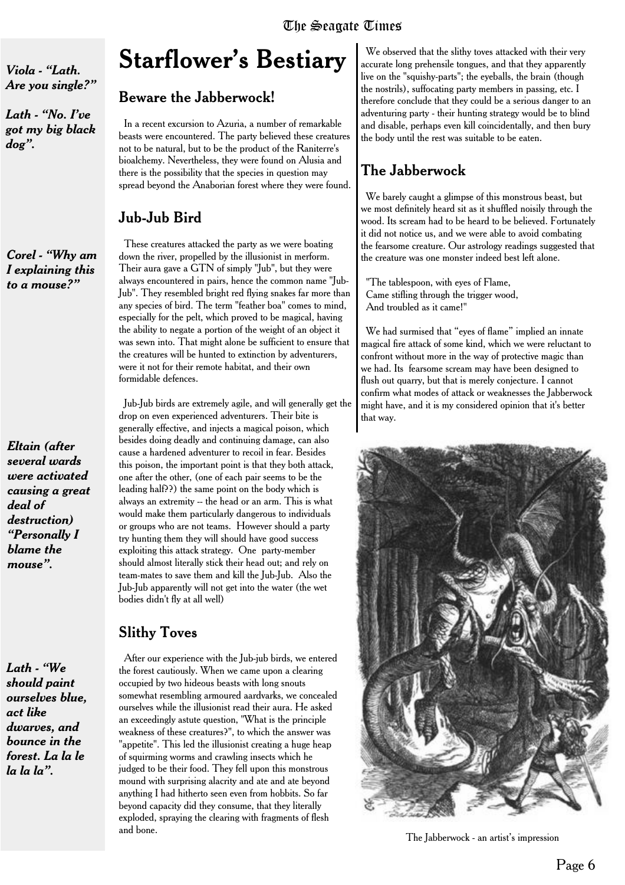# Starflower's Bestiary

## Beware the Jabberwock!

In a recent excursion to Azuria, a number of remarkable beasts were encountered. The party believed these creatures not to be natural, but to be the product of the Raniterre's bioalchemy. Nevertheless, they were found on Alusia and there is the possibility that the species in question may spread beyond the Anaborian forest where they were found.

## Jub-Jub Bird

These creatures attacked the party as we were boating down the river, propelled by the illusionist in merform. Their aura gave a GTN of simply "Jub", but they were always encountered in pairs, hence the common name "Jub-Jub". They resembled bright red flying snakes far more than any species of bird. The term "feather boa" comes to mind, especially for the pelt, which proved to be magical, having the ability to negate a portion of the weight of an object it was sewn into. That might alone be sufficient to ensure that the creatures will be hunted to extinction by adventurers, were it not for their remote habitat, and their own formidable defences.

Jub-Jub birds are extremely agile, and will generally get the drop on even experienced adventurers. Their bite is generally effective, and injects a magical poison, which besides doing deadly and continuing damage, can also cause a hardened adventurer to recoil in fear. Besides this poison, the important point is that they both attack, one after the other, (one of each pair seems to be the leading half??) the same point on the body which is always an extremity -- the head or an arm. This is what would make them particularly dangerous to individuals or groups who are not teams. However should a party try hunting them they will should have good success exploiting this attack strategy. One party-member should almost literally stick their head out; and rely on team-mates to save them and kill the Jub-Jub. Also the Jub-Jub apparently will not get into the water (the wet bodies didn't fly at all well)

## Slithy Toves

After our experience with the Jub-jub birds, we entered the forest cautiously. When we came upon a clearing occupied by two hideous beasts with long snouts somewhat resembling armoured aardvarks, we concealed ourselves while the illusionist read their aura. He asked an exceedingly astute question, "What is the principle weakness of these creatures?", to which the answer was "appetite". This led the illusionist creating a huge heap of squirming worms and crawling insects which he judged to be their food. They fell upon this monstrous mound with surprising alacrity and ate and ate beyond anything I had hitherto seen even from hobbits. So far beyond capacity did they consume, that they literally exploded, spraying the clearing with fragments of flesh and bone.

We observed that the slithy toves attacked with their very accurate long prehensile tongues, and that they apparently live on the "squishy-parts"; the eyeballs, the brain (though the nostrils), suffocating party members in passing, etc. I therefore conclude that they could be a serious danger to an adventuring party - their hunting strategy would be to blind and disable, perhaps even kill coincidentally, and then bury the body until the rest was suitable to be eaten.

## The Jabberwock

We barely caught a glimpse of this monstrous beast, but we most definitely heard sit as it shuffled noisily through the wood. Its scream had to be heard to be believed. Fortunately it did not notice us, and we were able to avoid combating the fearsome creature. Our astrology readings suggested that the creature was one monster indeed best left alone.

> "The tablespoon, with eyes of Flame,
> Came stifling through the trigger wood,
> And troubled as it came!"

We had surmised that "eyes of flame" implied an innate magical fire attack of some kind, which we were reluctant to confront without more in the way of protective magic than we had. Its fearsome scream may have been designed to flush out quarry, but that is merely conjecture. I cannot confirm what modes of attack or weaknesses the Jabberwock might have, and it is my considered opinion that it's better that way.

The Jabberwock - an artist's impression

---

***Viola - "Lath. Are you single?"***

***Lath - "No. I've got my big black dog".***

***Corel - "Why am I explaining this to a mouse?"***

***Eltain (after several wards were activated causing a great deal of destruction) "Personally I blame the mouse".***

***Lath - "We should paint ourselves blue, act like dwarves, and bounce in the forest. La la le la la la".***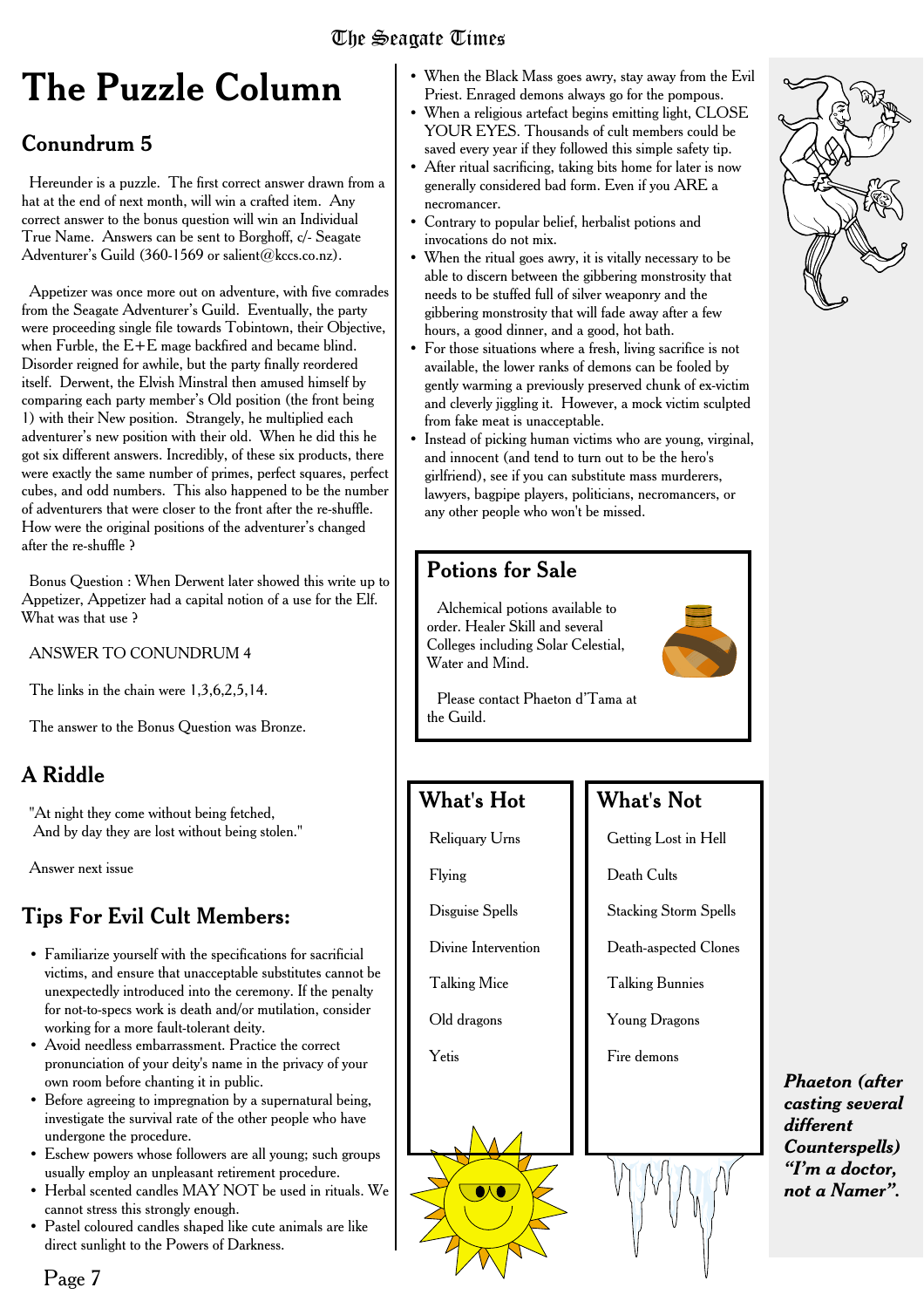# The Puzzle Column

## Conundrum 5

Hereunder is a puzzle. The first correct answer drawn from a hat at the end of next month, will win a crafted item. Any correct answer to the bonus question will win an Individual True Name. Answers can be sent to Borghoff, c/- Seagate Adventurer's Guild (360-1569 or salient@kccs.co.nz).

Appetizer was once more out on adventure, with five comrades from the Seagate Adventurer's Guild. Eventually, the party were proceeding single file towards Tobintown, their Objective, when Furble, the E+E mage backfired and became blind. Disorder reigned for awhile, but the party finally reordered itself. Derwent, the Elvish Minstral then amused himself by comparing each party member's Old position (the front being 1) with their New position. Strangely, he multiplied each adventurer's new position with their old. When he did this he got six different answers. Incredibly, of these six products, there were exactly the same number of primes, perfect squares, perfect cubes, and odd numbers. This also happened to be the number of adventurers that were closer to the front after the re-shuffle. How were the original positions of the adventurer's changed after the re-shuffle ?

Bonus Question : When Derwent later showed this write up to Appetizer, Appetizer had a capital notion of a use for the Elf. What was that use ?

ANSWER TO CONUNDRUM 4

The links in the chain were 1,3,6,2,5,14.

The answer to the Bonus Question was Bronze.

## A Riddle

"At night they come without being fetched,
And by day they are lost without being stolen."

Answer next issue

## Tips For Evil Cult Members:

- Familiarize yourself with the specifications for sacrificial victims, and ensure that unacceptable substitutes cannot be unexpectedly introduced into the ceremony. If the penalty for not-to-specs work is death and/or mutilation, consider working for a more fault-tolerant deity.
- Avoid needless embarrassment. Practice the correct pronunciation of your deity's name in the privacy of your own room before chanting it in public.
- Before agreeing to impregnation by a supernatural being, investigate the survival rate of the other people who have undergone the procedure.
- Eschew powers whose followers are all young; such groups usually employ an unpleasant retirement procedure.
- Herbal scented candles MAY NOT be used in rituals. We cannot stress this strongly enough.
- Pastel coloured candles shaped like cute animals are like direct sunlight to the Powers of Darkness.
- When the Black Mass goes awry, stay away from the Evil Priest. Enraged demons always go for the pompous.
- When a religious artefact begins emitting light, CLOSE YOUR EYES. Thousands of cult members could be saved every year if they followed this simple safety tip.
- After ritual sacrificing, taking bits home for later is now generally considered bad form. Even if you ARE a necromancer.
- Contrary to popular belief, herbalist potions and invocations do not mix.
- When the ritual goes awry, it is vitally necessary to be able to discern between the gibbering monstrosity that needs to be stuffed full of silver weaponry and the gibbering monstrosity that will fade away after a few hours, a good dinner, and a good, hot bath.
- For those situations where a fresh, living sacrifice is not available, the lower ranks of demons can be fooled by gently warming a previously preserved chunk of ex-victim and cleverly jiggling it. However, a mock victim sculpted from fake meat is unacceptable.
- Instead of picking human victims who are young, virginal, and innocent (and tend to turn out to be the hero's girlfriend), see if you can substitute mass murderers, lawyers, bagpipe players, politicians, necromancers, or any other people who won't be missed.

## Potions for Sale

Alchemical potions available to order. Healer Skill and several Colleges including Solar Celestial, Water and Mind.

Please contact Phaeton d'Tama at the Guild.

| What's Hot | What's Not |
|---|---|
| Reliquary Urns | Getting Lost in Hell |
| Flying | Death Cults |
| Disguise Spells | Stacking Storm Spells |
| Divine Intervention | Death-aspected Clones |
| Talking Mice | Talking Bunnies |
| Old dragons | Young Dragons |
| Yetis | Fire demons |

***Phaeton (after casting several different Counterspells) "I'm a doctor, not a Namer".***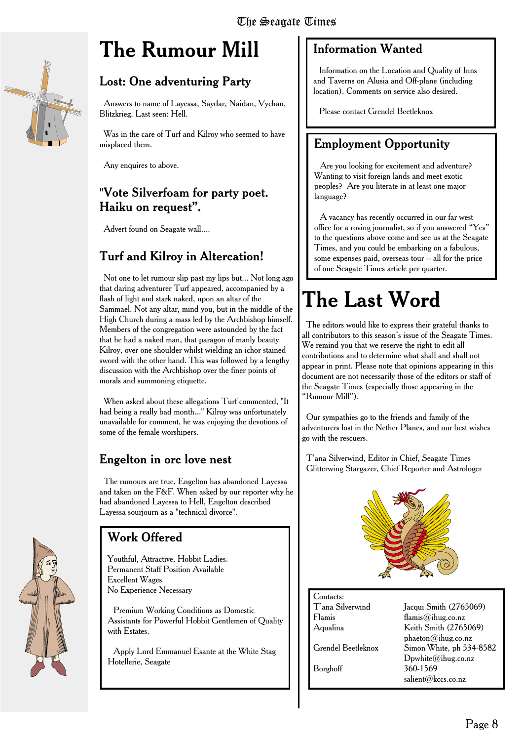# The Rumour Mill

## Lost: One adventuring Party

Answers to name of Layessa, Saydar, Naidan, Vychan, Blitzkrieg. Last seen: Hell.

Was in the care of Turf and Kilroy who seemed to have misplaced them.

Any enquires to above.

## "Vote Silverfoam for party poet. Haiku on request".

Advert found on Seagate wall....

## Turf and Kilroy in Altercation!

Not one to let rumour slip past my lips but... Not long ago that daring adventurer Turf appeared, accompanied by a flash of light and stark naked, upon an altar of the Sammael. Not any altar, mind you, but in the middle of the High Church during a mass led by the Archbishop himself. Members of the congregation were astounded by the fact that he had a naked man, that paragon of manly beauty Kilroy, over one shoulder whilst wielding an ichor stained sword with the other hand. This was followed by a lengthy discussion with the Archbishop over the finer points of morals and summoning etiquette.

When asked about these allegations Turf commented, "It had being a really bad month..." Kilroy was unfortunately unavailable for comment, he was enjoying the devotions of some of the female worshipers.

## Engelton in orc love nest

The rumours are true, Engelton has abandoned Layessa and taken on the F&F. When asked by our reporter why he had abandoned Layessa to Hell, Engelton described Layessa sourjourn as a "technical divorce".

## Work Offered

Youthful, Attractive, Hobbit Ladies.
Permanent Staff Position Available
Excellent Wages
No Experience Necessary

Premium Working Conditions as Domestic Assistants for Powerful Hobbit Gentlemen of Quality with Estates.

Apply Lord Emmanuel Esante at the White Stag Hotellerie, Seagate

## Information Wanted

Information on the Location and Quality of Inns and Taverns on Alusia and Off-plane (including location). Comments on service also desired.

Please contact Grendel Beetleknox

## Employment Opportunity

Are you looking for excitement and adventure? Wanting to visit foreign lands and meet exotic peoples? Are you literate in at least one major language?

A vacancy has recently occurred in our far west office for a roving journalist, so if you answered "Yes" to the questions above come and see us at the Seagate Times, and you could be embarking on a fabulous, some expenses paid, overseas tour -- all for the price of one Seagate Times article per quarter.

# The Last Word

The editors would like to express their grateful thanks to all contributors to this season's issue of the Seagate Times. We remind you that we reserve the right to edit all contributions and to determine what shall and shall not appear in print. Please note that opinions appearing in this document are not necessarily those of the editors or staff of the Seagate Times (especially those appearing in the "Rumour Mill").

Our sympathies go to the friends and family of the adventurers lost in the Nether Planes, and our best wishes go with the rescuers.

T'ana Silverwind, Editor in Chief, Seagate Times
Glitterwing Stargazer, Chief Reporter and Astrologer

| Contacts: | |
|---|---|
| T'ana Silverwind | Jacqui Smith (2765069) |
| Flamis | flamis@ihug.co.nz |
| Aqualina | Keith Smith (2765069) phaeton@ihug.co.nz |
| Grendel Beetleknox | Simon White, ph 534-8582 Dpwhite@ihug.co.nz |
| Borghoff | 360-1569 salient@kccs.co.nz |